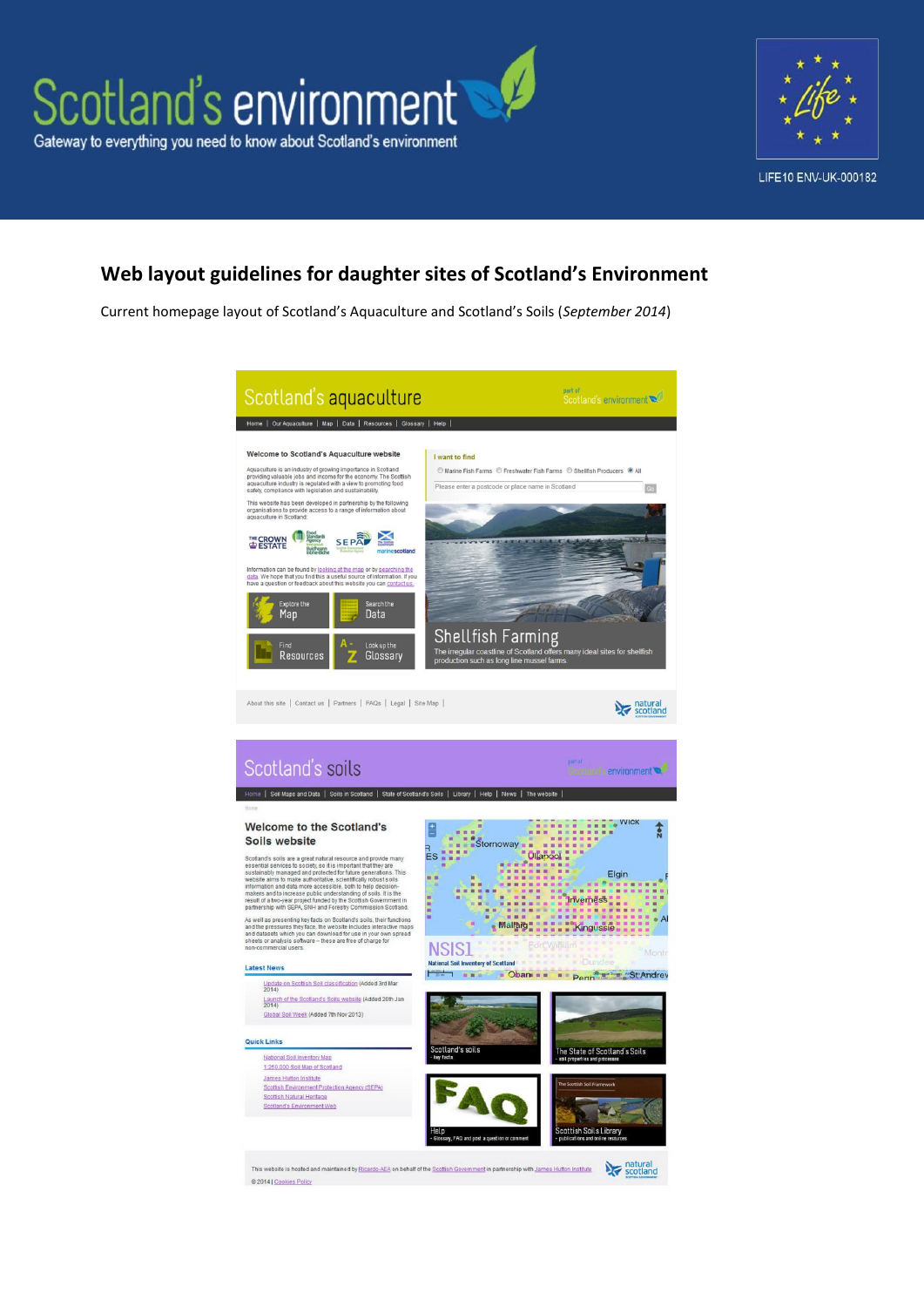# Web layout guidelines for daughter sites of Scotland's Environment

Current homepage layout of Scotland's Aquaculture and Scotland's Soils (*September 2014*)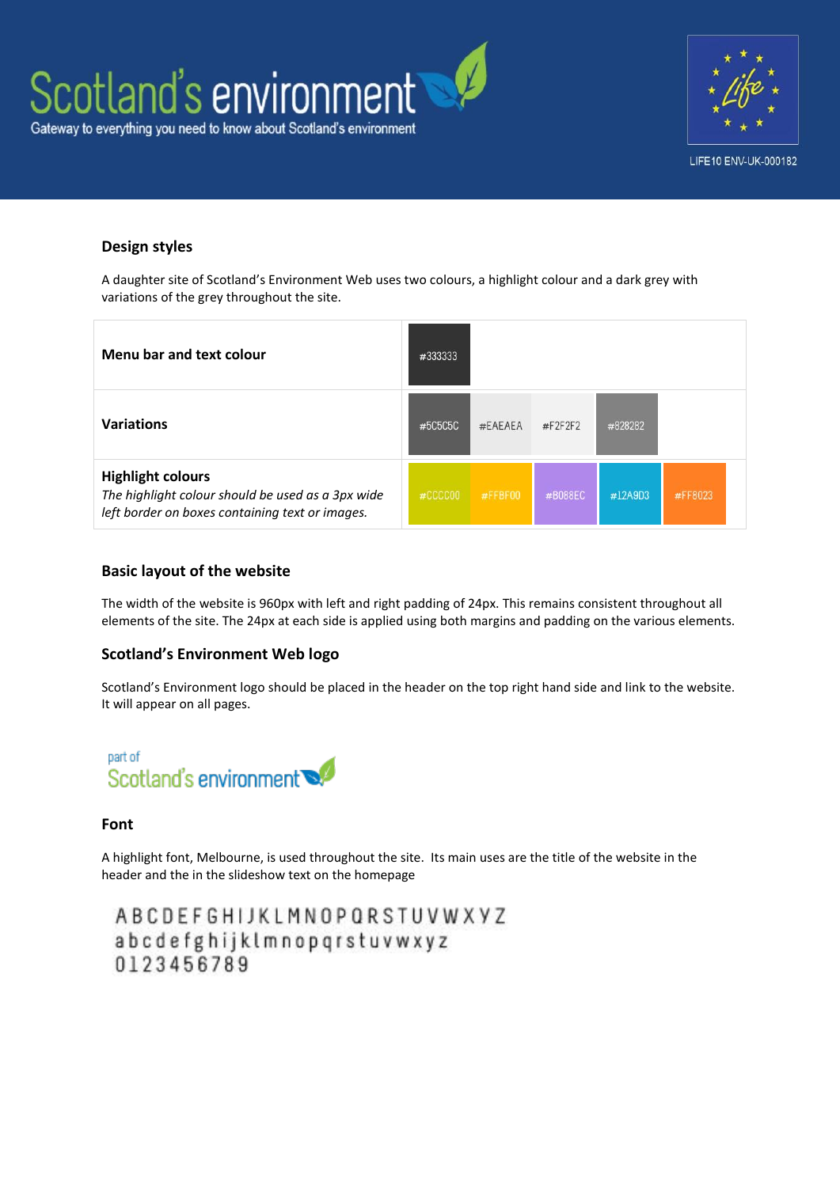Scotland's environment

Gateway to everything you need to know about Scotland's environment

LIFE10 ENV-UK-000182

## Design styles

A daughter site of Scotland's Environment Web uses two colours, a highlight colour and a dark grey with variations of the grey throughout the site.

| | | | | | |
|---|---|---|---|---|---|
| **Menu bar and text colour** | #333333 | | | | |
| **Variations** | #5C5C5C | #EAEAEA | #F2F2F2 | #828282 | |
| **Highlight colours** *The highlight colour should be used as a 3px wide left border on boxes containing text or images.* | #CCCC00 | #FFBF00 | #B088EC | #12A9D3 | #FF8023 |

## Basic layout of the website

The width of the website is 960px with left and right padding of 24px. This remains consistent throughout all elements of the site. The 24px at each side is applied using both margins and padding on the various elements.

## Scotland's Environment Web logo

Scotland's Environment logo should be placed in the header on the top right hand side and link to the website. It will appear on all pages.

part of
Scotland's environment

## Font

A highlight font, Melbourne, is used throughout the site. Its main uses are the title of the website in the header and the in the slideshow text on the homepage

ABCDEFGHIJKLMNOPQRSTUVWXYZ
abcdefghijklmnopqrstuvwxyz
0123456789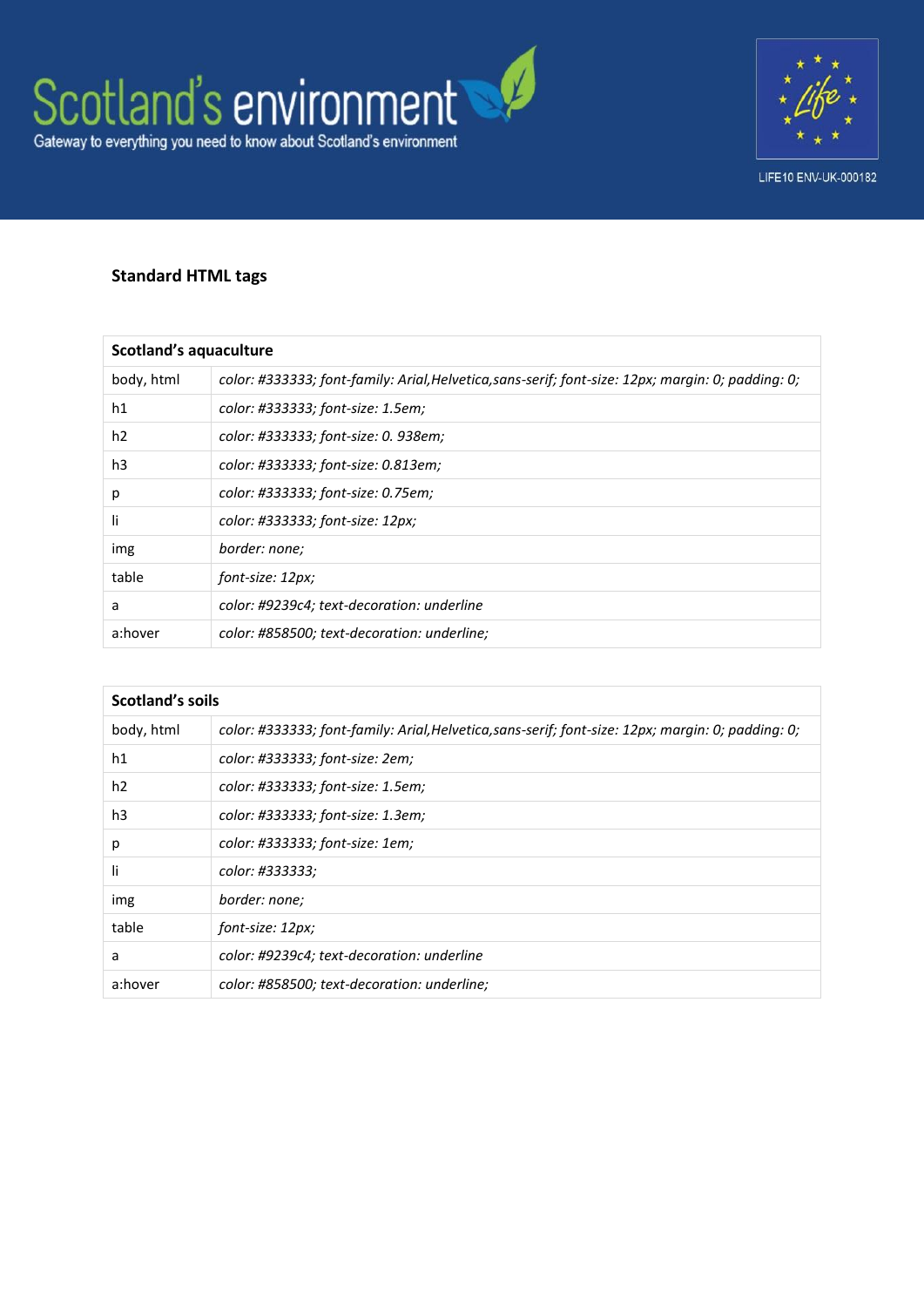## Standard HTML tags

| Scotland's aquaculture | |
|---|---|
| body, html | *color: #333333; font-family: Arial,Helvetica,sans-serif; font-size: 12px; margin: 0; padding: 0;* |
| h1 | *color: #333333; font-size: 1.5em;* |
| h2 | *color: #333333; font-size: 0. 938em;* |
| h3 | *color: #333333; font-size: 0.813em;* |
| p | *color: #333333; font-size: 0.75em;* |
| li | *color: #333333; font-size: 12px;* |
| img | *border: none;* |
| table | *font-size: 12px;* |
| a | *color: #9239c4; text-decoration: underline* |
| a:hover | *color: #858500; text-decoration: underline;* |

| Scotland's soils | |
|---|---|
| body, html | *color: #333333; font-family: Arial,Helvetica,sans-serif; font-size: 12px; margin: 0; padding: 0;* |
| h1 | *color: #333333; font-size: 2em;* |
| h2 | *color: #333333; font-size: 1.5em;* |
| h3 | *color: #333333; font-size: 1.3em;* |
| p | *color: #333333; font-size: 1em;* |
| li | *color: #333333;* |
| img | *border: none;* |
| table | *font-size: 12px;* |
| a | *color: #9239c4; text-decoration: underline* |
| a:hover | *color: #858500; text-decoration: underline;* |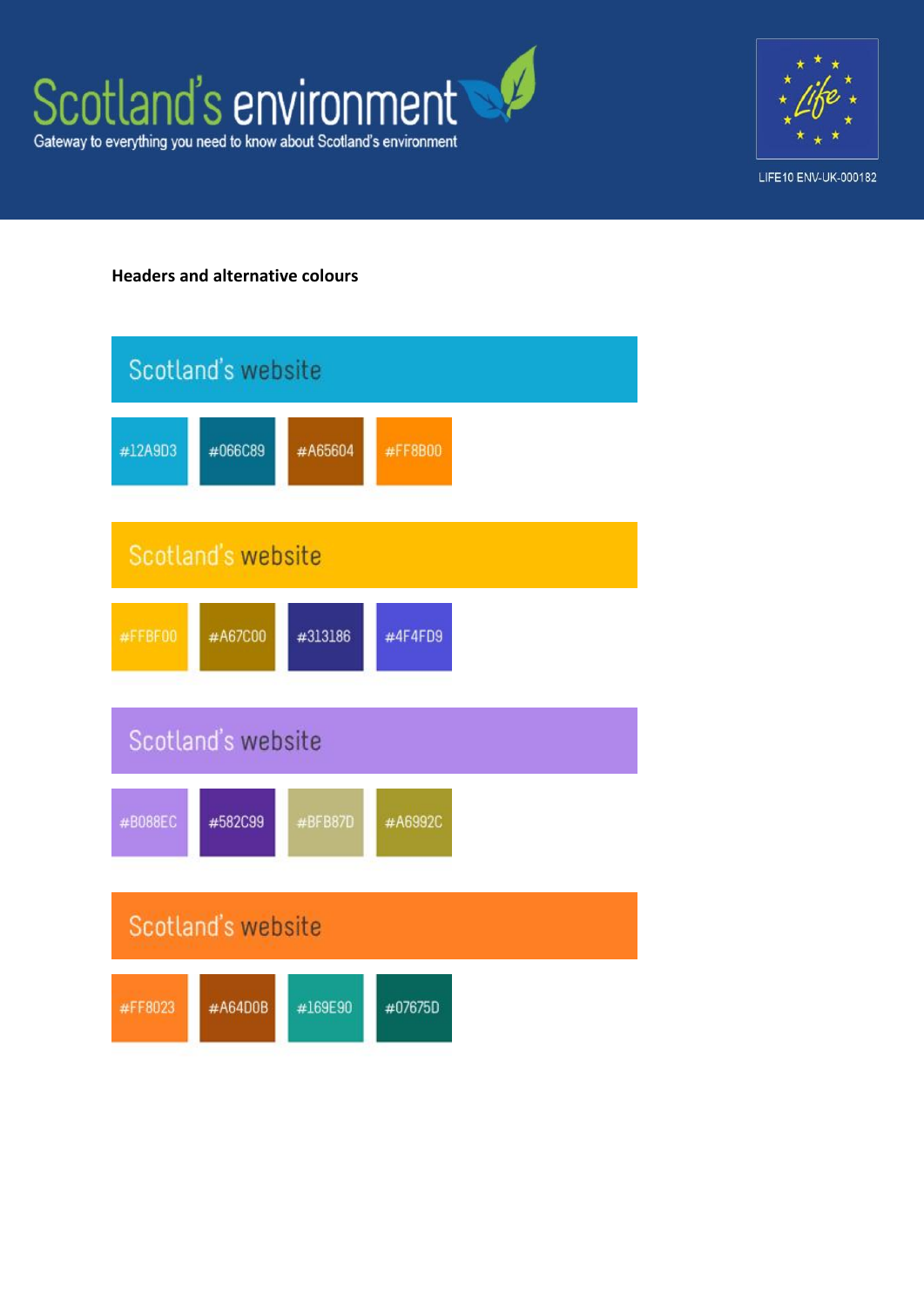Scotland's environment

Gateway to everything you need to know about Scotland's environment

LIFE10 ENV-UK-000182

**Headers and alternative colours**

Scotland's website

#12A9D3 #066C89 #A65604 #FF8B00

Scotland's website

#FFBF00 #A67C00 #313186 #4F4FD9

Scotland's website

#B088EC #582C99 #BFB87D #A6992C

Scotland's website

#FF8023 #A64D0B #169E90 #07675D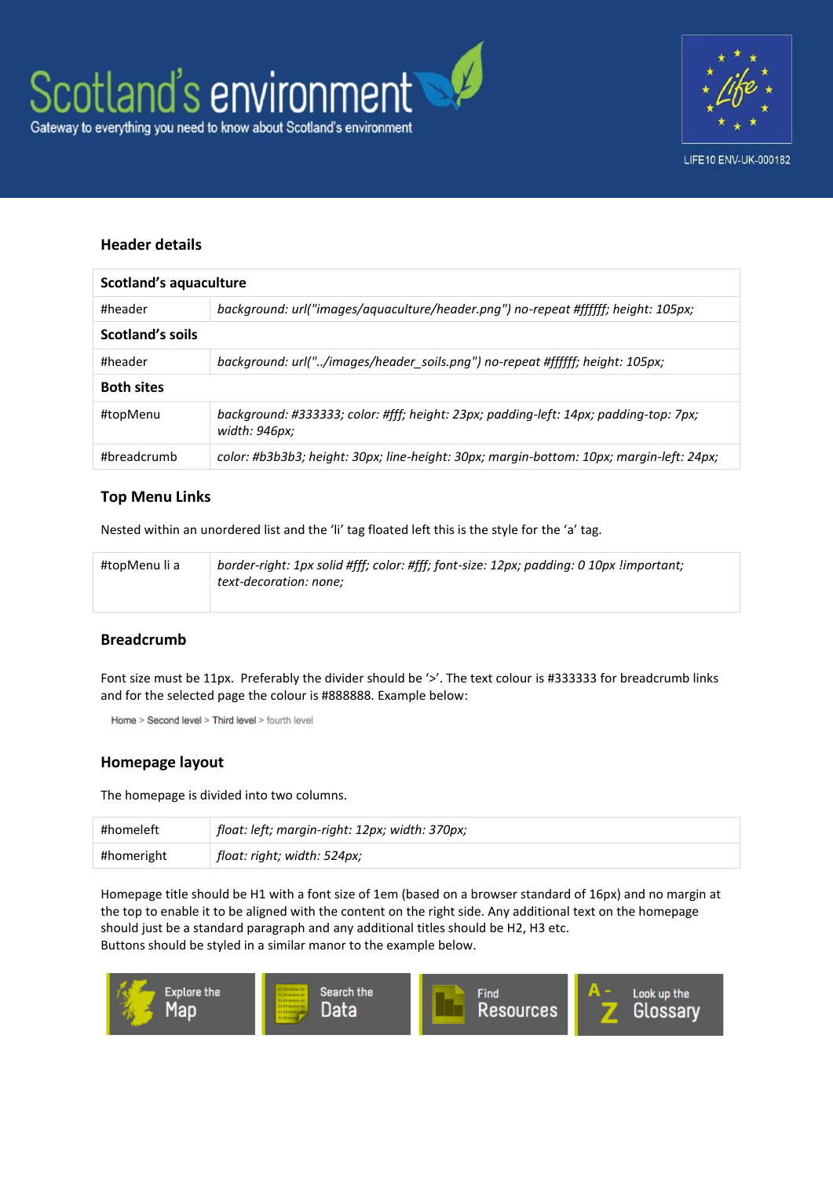## Header details

| Scotland's aquaculture | |
|---|---|
| #header | *background: url("images/aquaculture/header.png") no-repeat #ffffff; height: 105px;* |
| **Scotland's soils** | |
| #header | *background: url("../images/header_soils.png") no-repeat #ffffff; height: 105px;* |
| **Both sites** | |
| #topMenu | *background: #333333; color: #fff; height: 23px; padding-left: 14px; padding-top: 7px; width: 946px;* |
| #breadcrumb | *color: #b3b3b3; height: 30px; line-height: 30px; margin-bottom: 10px; margin-left: 24px;* |

## Top Menu Links

Nested within an unordered list and the 'li' tag floated left this is the style for the 'a' tag.

| #topMenu li a | *border-right: 1px solid #fff; color: #fff; font-size: 12px; padding: 0 10px !important; text-decoration: none;* |
|---|---|

## Breadcrumb

Font size must be 11px. Preferably the divider should be '>'. The text colour is #333333 for breadcrumb links and for the selected page the colour is #888888. Example below:

Home > Second level > Third level > fourth level

## Homepage layout

The homepage is divided into two columns.

| #homeleft | *float: left; margin-right: 12px; width: 370px;* |
|---|---|
| #homeright | *float: right; width: 524px;* |

Homepage title should be H1 with a font size of 1em (based on a browser standard of 16px) and no margin at the top to enable it to be aligned with the content on the right side. Any additional text on the homepage should just be a standard paragraph and any additional titles should be H2, H3 etc.
Buttons should be styled in a similar manor to the example below.

Explore the Map | Search the Data | Find Resources | Look up the Glossary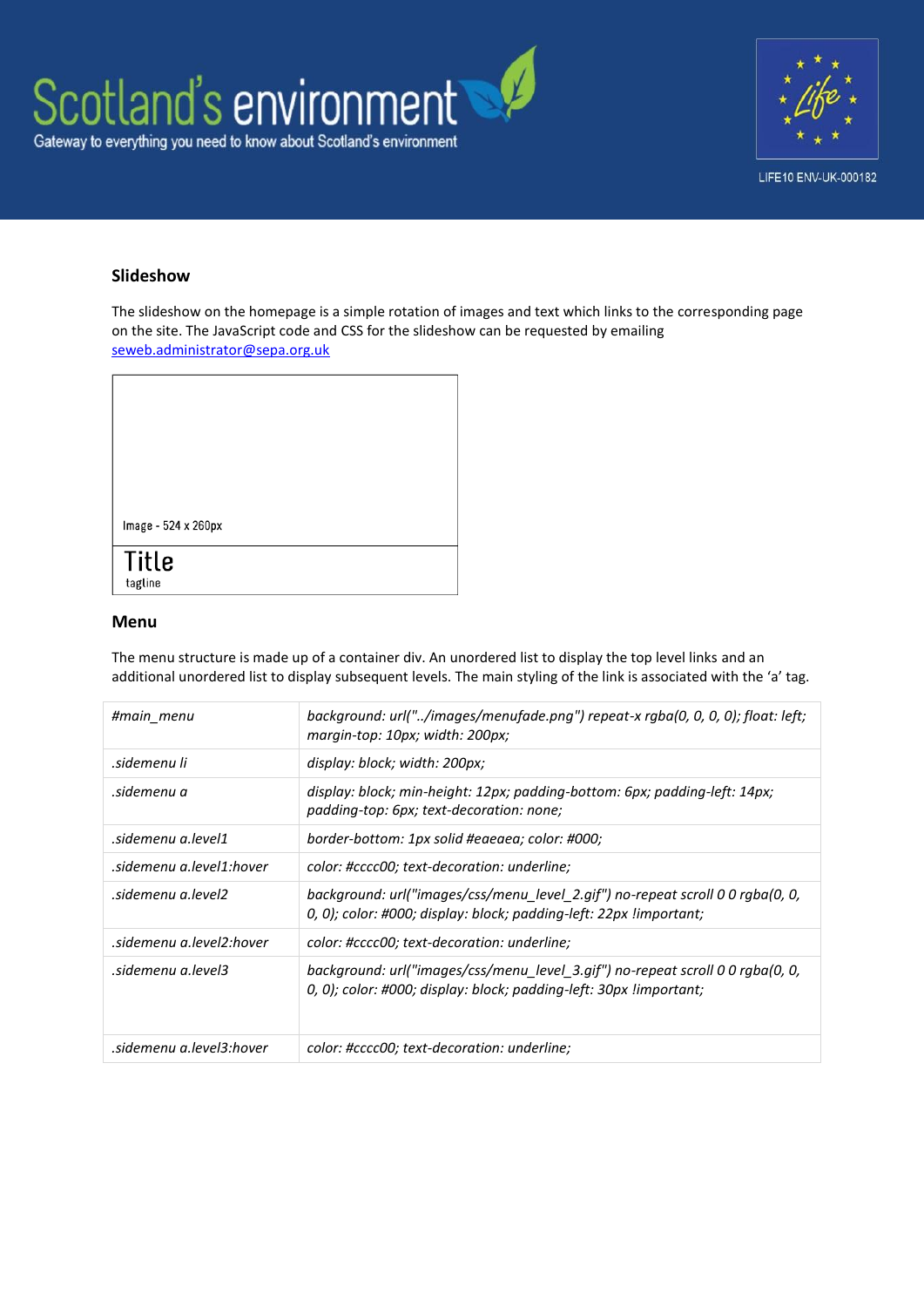## Slideshow

The slideshow on the homepage is a simple rotation of images and text which links to the corresponding page on the site. The JavaScript code and CSS for the slideshow can be requested by emailing seweb.administrator@sepa.org.uk

| Image - 524 x 260px |
|---|
| Title<br>tagline |

## Menu

The menu structure is made up of a container div. An unordered list to display the top level links and an additional unordered list to display subsequent levels. The main styling of the link is associated with the 'a' tag.

| | |
|---|---|
| *#main_menu* | *background: url("../images/menufade.png") repeat-x rgba(0, 0, 0, 0); float: left; margin-top: 10px; width: 200px;* |
| *.sidemenu li* | *display: block; width: 200px;* |
| *.sidemenu a* | *display: block; min-height: 12px; padding-bottom: 6px; padding-left: 14px; padding-top: 6px; text-decoration: none;* |
| *.sidemenu a.level1* | *border-bottom: 1px solid #eaeaea; color: #000;* |
| *.sidemenu a.level1:hover* | *color: #cccc00; text-decoration: underline;* |
| *.sidemenu a.level2* | *background: url("images/css/menu_level_2.gif") no-repeat scroll 0 0 rgba(0, 0, 0, 0); color: #000; display: block; padding-left: 22px !important;* |
| *.sidemenu a.level2:hover* | *color: #cccc00; text-decoration: underline;* |
| *.sidemenu a.level3* | *background: url("images/css/menu_level_3.gif") no-repeat scroll 0 0 rgba(0, 0, 0, 0); color: #000; display: block; padding-left: 30px !important;* |
| *.sidemenu a.level3:hover* | *color: #cccc00; text-decoration: underline;* |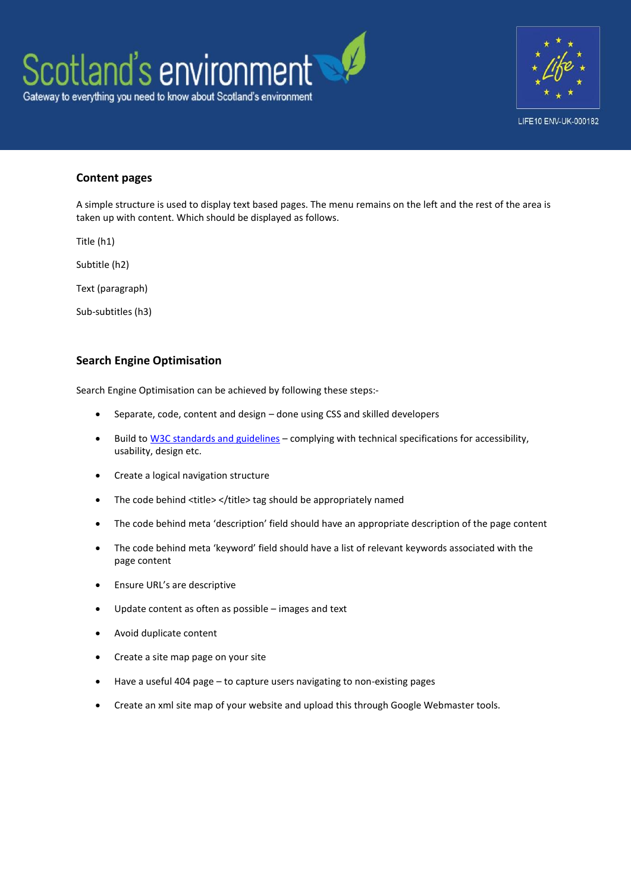## Content pages

A simple structure is used to display text based pages. The menu remains on the left and the rest of the area is taken up with content. Which should be displayed as follows.

Title (h1)

Subtitle (h2)

Text (paragraph)

Sub-subtitles (h3)

## Search Engine Optimisation

Search Engine Optimisation can be achieved by following these steps:-

- Separate, code, content and design – done using CSS and skilled developers
- Build to W3C standards and guidelines – complying with technical specifications for accessibility, usability, design etc.
- Create a logical navigation structure
- The code behind <title> </title> tag should be appropriately named
- The code behind meta 'description' field should have an appropriate description of the page content
- The code behind meta 'keyword' field should have a list of relevant keywords associated with the page content
- Ensure URL's are descriptive
- Update content as often as possible – images and text
- Avoid duplicate content
- Create a site map page on your site
- Have a useful 404 page – to capture users navigating to non-existing pages
- Create an xml site map of your website and upload this through Google Webmaster tools.